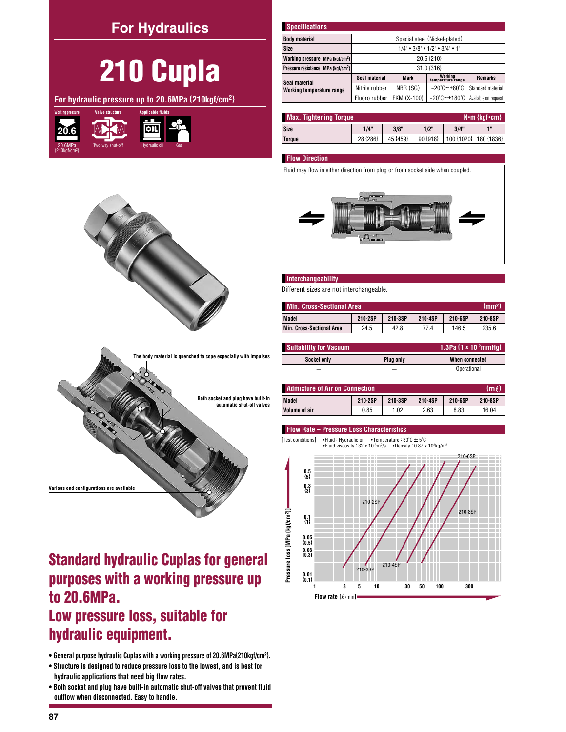# For Hydraulics

# 210 Cupla

## For hydraulic pressure up to 20.6MPa {210kgf/cm²}

Working pressure: 20.6MPa {210kgf/cm²}
Valve structure: Two-way shut-off
Applicable fluids: Hydraulic oil, Gas

The body material is quenched to cope especially with impulses

Both socket and plug have built-in automatic shut-off valves

Various end configurations are available

## Standard hydraulic Cuplas for general purposes with a working pressure up to 20.6MPa.
## Low pressure loss, suitable for hydraulic equipment.

- General purpose hydraulic Cuplas with a working pressure of 20.6MPa{210kgf/cm²}.
- Structure is designed to reduce pressure loss to the lowest, and is best for hydraulic applications that need big flow rates.
- Both socket and plug have built-in automatic shut-off valves that prevent fluid outflow when disconnected. Easy to handle.

### Specifications

| | | | | |
|---|---|---|---|---|
| Body material | Special steel (Nickel-plated) | | | |
| Size | 1/4" • 3/8" • 1/2" • 3/4" • 1" | | | |
| Working pressure MPa {kgf/cm²} | 20.6 {210} | | | |
| Pressure resistance MPa {kgf/cm²} | 31.0 {316} | | | |
| Seal material / Working temperature range | Seal material | Mark | Working temperature range | Remarks |
| | Nitrile rubber | NBR (SG) | −20°C~+80°C | Standard material |
| | Fluoro rubber | FKM (X-100) | −20°C~+180°C | Available on request |

### Max. Tightening Torque N·m {kgf·cm}

| Size | 1/4" | 3/8" | 1/2" | 3/4" | 1" |
|---|---|---|---|---|---|
| Torque | 28 {286} | 45 {459} | 90 {918} | 100 {1020} | 180 {1836} |

### Flow Direction

Fluid may flow in either direction from plug or from socket side when coupled.

### Interchangeability

Different sizes are not interchangeable.

### Min. Cross-Sectional Area (mm²)

| Model | 210-2SP | 210-3SP | 210-4SP | 210-6SP | 210-8SP |
|---|---|---|---|---|---|
| Min. Cross-Sectional Area | 24.5 | 42.8 | 77.4 | 146.5 | 235.6 |

### Suitability for Vacuum 1.3Pa {1 x 10⁻²mmHg}

| Socket only | Plug only | When connected |
|---|---|---|
| — | — | Operational |

### Admixture of Air on Connection (mℓ)

| Model | 210-2SP | 210-3SP | 210-4SP | 210-6SP | 210-8SP |
|---|---|---|---|---|---|
| Volume of air | 0.85 | 1.02 | 2.63 | 8.83 | 16.04 |

### Flow Rate – Pressure Loss Characteristics

[Test conditions] •Fluid : Hydraulic oil •Temperature : 30°C ± 5°C •Fluid viscosity : 32 x $10^{-6}$m²/s •Density : 0.87 x $10^{3}$kg/m³

Pressure loss [MPa {kgf/cm²}]: 0.01 {0.1}, 0.03 {0.3}, 0.05 {0.5}, 0.1 {1}, 0.3 {3}, 0.5 {5}

Flow rate [ℓ/min]: 1, 3, 5, 10, 30, 50, 100, 300

Curves: 210-2SP, 210-3SP, 210-4SP, 210-6SP, 210-8SP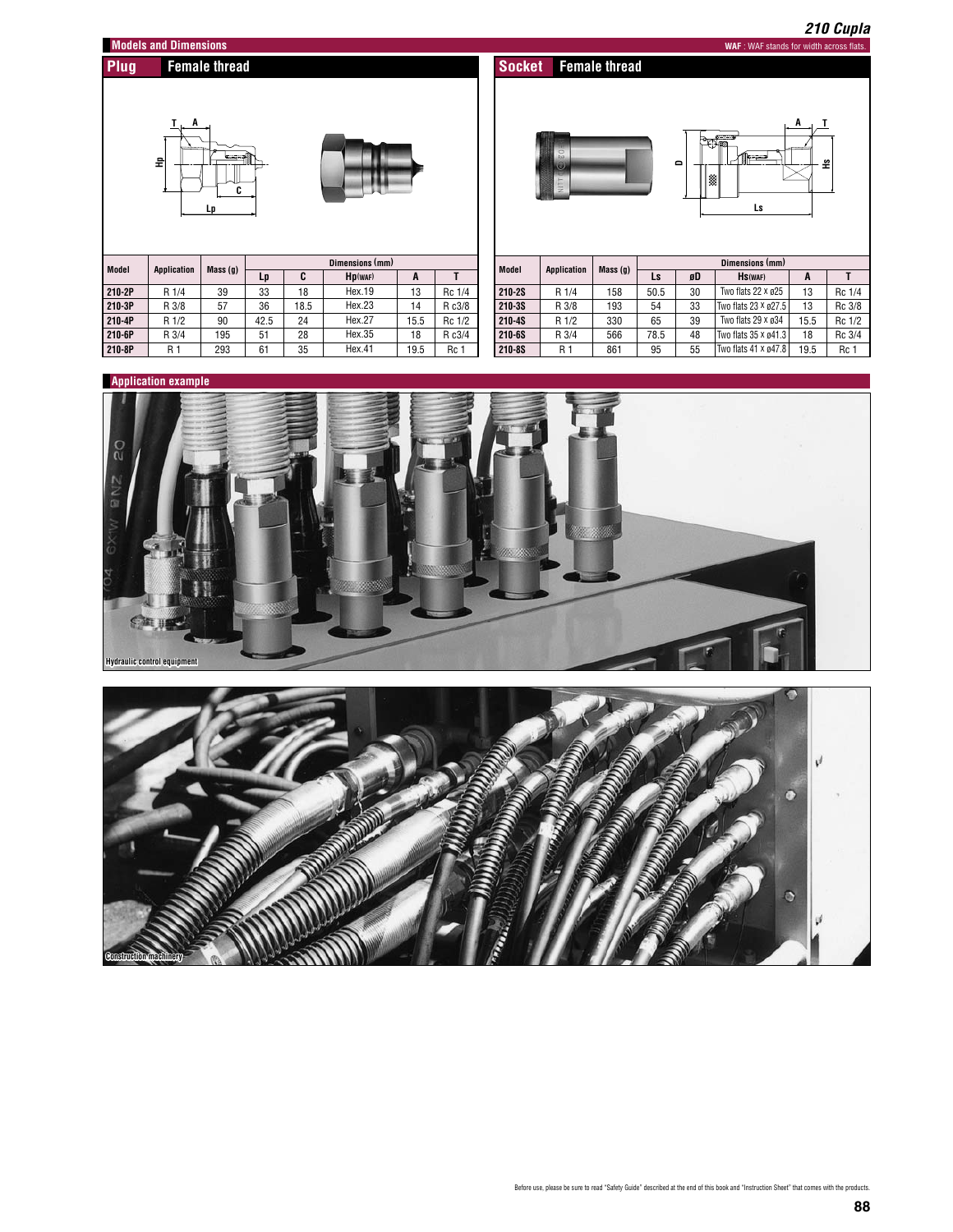## Models and Dimensions

WAF : WAF stands for width across flats.

### Plug Female thread

| Model | Application | Mass (g) | Dimensions (mm) | | | | |
|---|---|---|---|---|---|---|---|
| | | | Lp | C | Hp(WAF) | A | T |
| 210-2P | R 1/4 | 39 | 33 | 18 | Hex.19 | 13 | Rc 1/4 |
| 210-3P | R 3/8 | 57 | 36 | 18.5 | Hex.23 | 14 | R c3/8 |
| 210-4P | R 1/2 | 90 | 42.5 | 24 | Hex.27 | 15.5 | Rc 1/2 |
| 210-6P | R 3/4 | 195 | 51 | 28 | Hex.35 | 18 | R c3/4 |
| 210-8P | R 1 | 293 | 61 | 35 | Hex.41 | 19.5 | Rc 1 |

### Socket Female thread

| Model | Application | Mass (g) | Dimensions (mm) | | | | |
|---|---|---|---|---|---|---|---|
| | | | Ls | øD | Hs(WAF) | A | T |
| 210-2S | R 1/4 | 158 | 50.5 | 30 | Two flats 22 x ø25 | 13 | Rc 1/4 |
| 210-3S | R 3/8 | 193 | 54 | 33 | Two flats 23 x ø27.5 | 13 | Rc 3/8 |
| 210-4S | R 1/2 | 330 | 65 | 39 | Two flats 29 x ø34 | 15.5 | Rc 1/2 |
| 210-6S | R 3/4 | 566 | 78.5 | 48 | Two flats 35 x ø41.3 | 18 | Rc 3/4 |
| 210-8S | R 1 | 861 | 95 | 55 | Two flats 41 x ø47.8 | 19.5 | Rc 1 |

## Application example

Hydraulic control equipment

Construction machinery

Before use, please be sure to read "Safety Guide" described at the end of this book and "Instruction Sheet" that comes with the products.